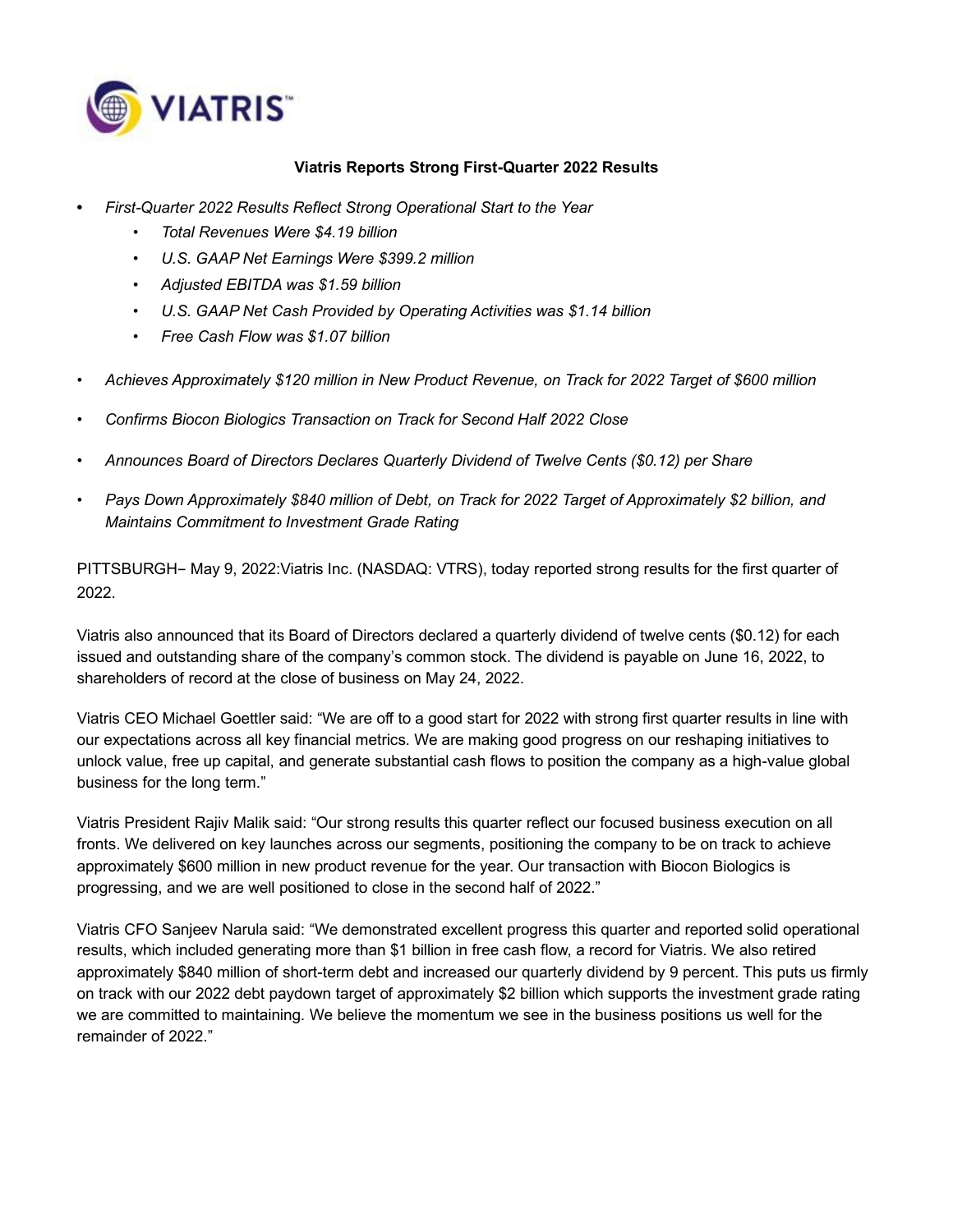VIATRIS™

# Viatris Reports Strong First-Quarter 2022 Results

- *First-Quarter 2022 Results Reflect Strong Operational Start to the Year*
  - *Total Revenues Were $4.19 billion*
  - *U.S. GAAP Net Earnings Were $399.2 million*
  - *Adjusted EBITDA was $1.59 billion*
  - *U.S. GAAP Net Cash Provided by Operating Activities was $1.14 billion*
  - *Free Cash Flow was $1.07 billion*
- *Achieves Approximately $120 million in New Product Revenue, on Track for 2022 Target of $600 million*
- *Confirms Biocon Biologics Transaction on Track for Second Half 2022 Close*
- *Announces Board of Directors Declares Quarterly Dividend of Twelve Cents ($0.12) per Share*
- *Pays Down Approximately $840 million of Debt, on Track for 2022 Target of Approximately $2 billion, and Maintains Commitment to Investment Grade Rating*

PITTSBURGH– May 9, 2022:Viatris Inc. (NASDAQ: VTRS), today reported strong results for the first quarter of 2022.

Viatris also announced that its Board of Directors declared a quarterly dividend of twelve cents ($0.12) for each issued and outstanding share of the company's common stock. The dividend is payable on June 16, 2022, to shareholders of record at the close of business on May 24, 2022.

Viatris CEO Michael Goettler said: "We are off to a good start for 2022 with strong first quarter results in line with our expectations across all key financial metrics. We are making good progress on our reshaping initiatives to unlock value, free up capital, and generate substantial cash flows to position the company as a high-value global business for the long term."

Viatris President Rajiv Malik said: "Our strong results this quarter reflect our focused business execution on all fronts. We delivered on key launches across our segments, positioning the company to be on track to achieve approximately $600 million in new product revenue for the year. Our transaction with Biocon Biologics is progressing, and we are well positioned to close in the second half of 2022."

Viatris CFO Sanjeev Narula said: "We demonstrated excellent progress this quarter and reported solid operational results, which included generating more than $1 billion in free cash flow, a record for Viatris. We also retired approximately $840 million of short-term debt and increased our quarterly dividend by 9 percent. This puts us firmly on track with our 2022 debt paydown target of approximately $2 billion which supports the investment grade rating we are committed to maintaining. We believe the momentum we see in the business positions us well for the remainder of 2022."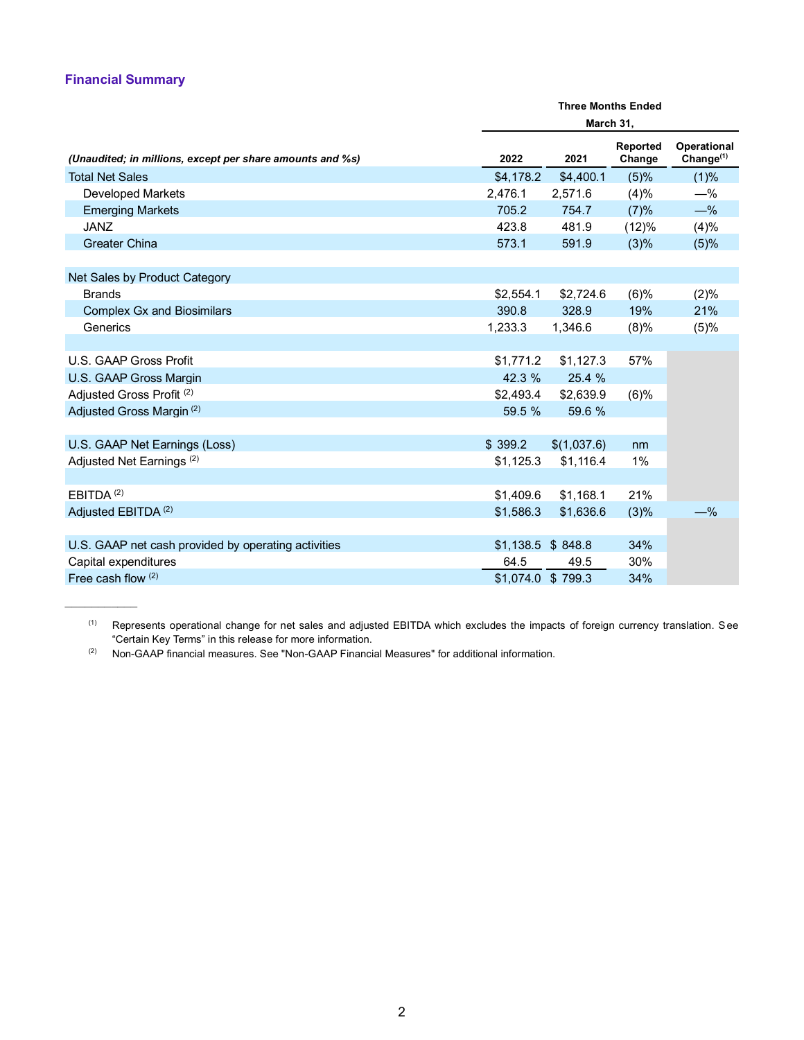## Financial Summary

| *(Unaudited; in millions, except per share amounts and %s)* | Three Months Ended March 31, 2022 | 2021 | Reported Change | Operational Change[1] |
|---|---|---|---|---|
| Total Net Sales | $4,178.2 | $4,400.1 | (5)% | (1)% |
| Developed Markets | 2,476.1 | 2,571.6 | (4)% | —% |
| Emerging Markets | 705.2 | 754.7 | (7)% | —% |
| JANZ | 423.8 | 481.9 | (12)% | (4)% |
| Greater China | 573.1 | 591.9 | (3)% | (5)% |
| | | | | |
| Net Sales by Product Category | | | | |
| Brands | $2,554.1 | $2,724.6 | (6)% | (2)% |
| Complex Gx and Biosimilars | 390.8 | 328.9 | 19% | 21% |
| Generics | 1,233.3 | 1,346.6 | (8)% | (5)% |
| | | | | |
| U.S. GAAP Gross Profit | $1,771.2 | $1,127.3 | 57% | |
| U.S. GAAP Gross Margin | 42.3 % | 25.4 % | | |
| Adjusted Gross Profit [2] | $2,493.4 | $2,639.9 | (6)% | |
| Adjusted Gross Margin [2] | 59.5 % | 59.6 % | | |
| | | | | |
| U.S. GAAP Net Earnings (Loss) | $ 399.2 | $(1,037.6) | nm | |
| Adjusted Net Earnings [2] | $1,125.3 | $1,116.4 | 1% | |
| | | | | |
| EBITDA [2] | $1,409.6 | $1,168.1 | 21% | |
| Adjusted EBITDA [2] | $1,586.3 | $1,636.6 | (3)% | —% |
| | | | | |
| U.S. GAAP net cash provided by operating activities | $1,138.5 | $ 848.8 | 34% | |
| Capital expenditures | 64.5 | 49.5 | 30% | |
| Free cash flow [2] | $1,074.0 | $ 799.3 | 34% | |

[1] Represents operational change for net sales and adjusted EBITDA which excludes the impacts of foreign currency translation. See "Certain Key Terms" in this release for more information.

[2] Non-GAAP financial measures. See "Non-GAAP Financial Measures" for additional information.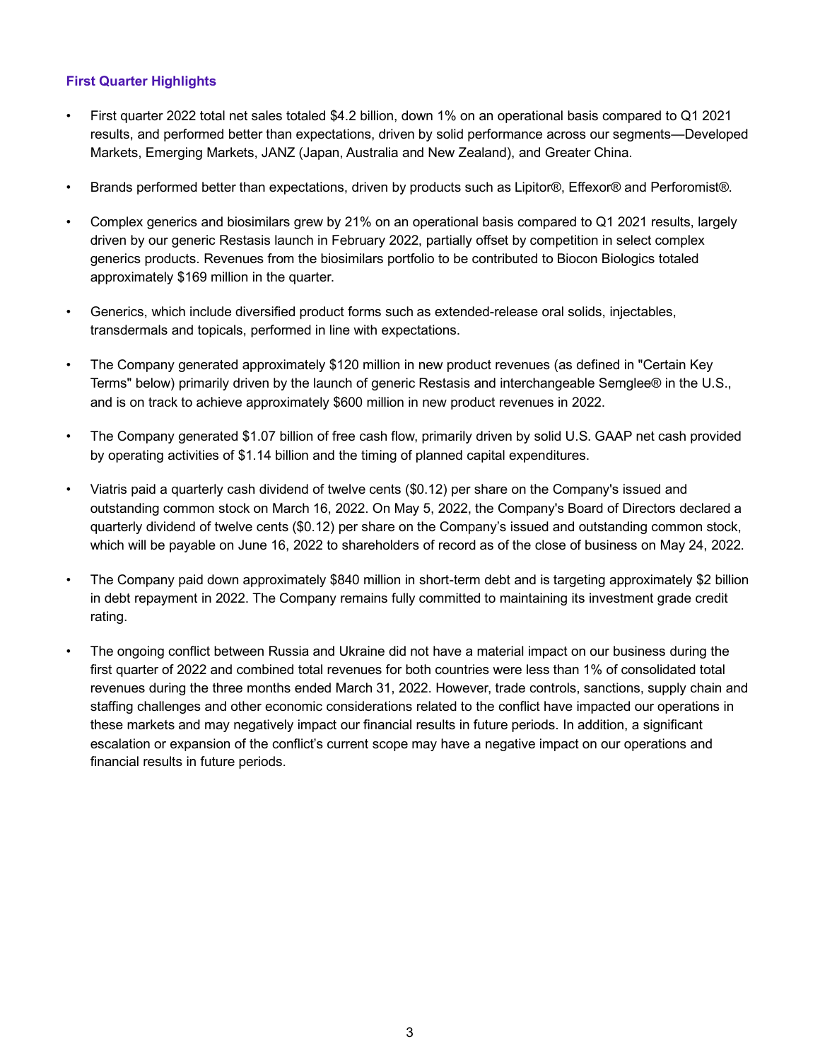### First Quarter Highlights

- First quarter 2022 total net sales totaled $4.2 billion, down 1% on an operational basis compared to Q1 2021 results, and performed better than expectations, driven by solid performance across our segments—Developed Markets, Emerging Markets, JANZ (Japan, Australia and New Zealand), and Greater China.
- Brands performed better than expectations, driven by products such as Lipitor®, Effexor® and Perforomist®.
- Complex generics and biosimilars grew by 21% on an operational basis compared to Q1 2021 results, largely driven by our generic Restasis launch in February 2022, partially offset by competition in select complex generics products. Revenues from the biosimilars portfolio to be contributed to Biocon Biologics totaled approximately $169 million in the quarter.
- Generics, which include diversified product forms such as extended-release oral solids, injectables, transdermals and topicals, performed in line with expectations.
- The Company generated approximately $120 million in new product revenues (as defined in "Certain Key Terms" below) primarily driven by the launch of generic Restasis and interchangeable Semglee® in the U.S., and is on track to achieve approximately $600 million in new product revenues in 2022.
- The Company generated $1.07 billion of free cash flow, primarily driven by solid U.S. GAAP net cash provided by operating activities of $1.14 billion and the timing of planned capital expenditures.
- Viatris paid a quarterly cash dividend of twelve cents ($0.12) per share on the Company's issued and outstanding common stock on March 16, 2022. On May 5, 2022, the Company's Board of Directors declared a quarterly dividend of twelve cents ($0.12) per share on the Company's issued and outstanding common stock, which will be payable on June 16, 2022 to shareholders of record as of the close of business on May 24, 2022.
- The Company paid down approximately $840 million in short-term debt and is targeting approximately $2 billion in debt repayment in 2022. The Company remains fully committed to maintaining its investment grade credit rating.
- The ongoing conflict between Russia and Ukraine did not have a material impact on our business during the first quarter of 2022 and combined total revenues for both countries were less than 1% of consolidated total revenues during the three months ended March 31, 2022. However, trade controls, sanctions, supply chain and staffing challenges and other economic considerations related to the conflict have impacted our operations in these markets and may negatively impact our financial results in future periods. In addition, a significant escalation or expansion of the conflict's current scope may have a negative impact on our operations and financial results in future periods.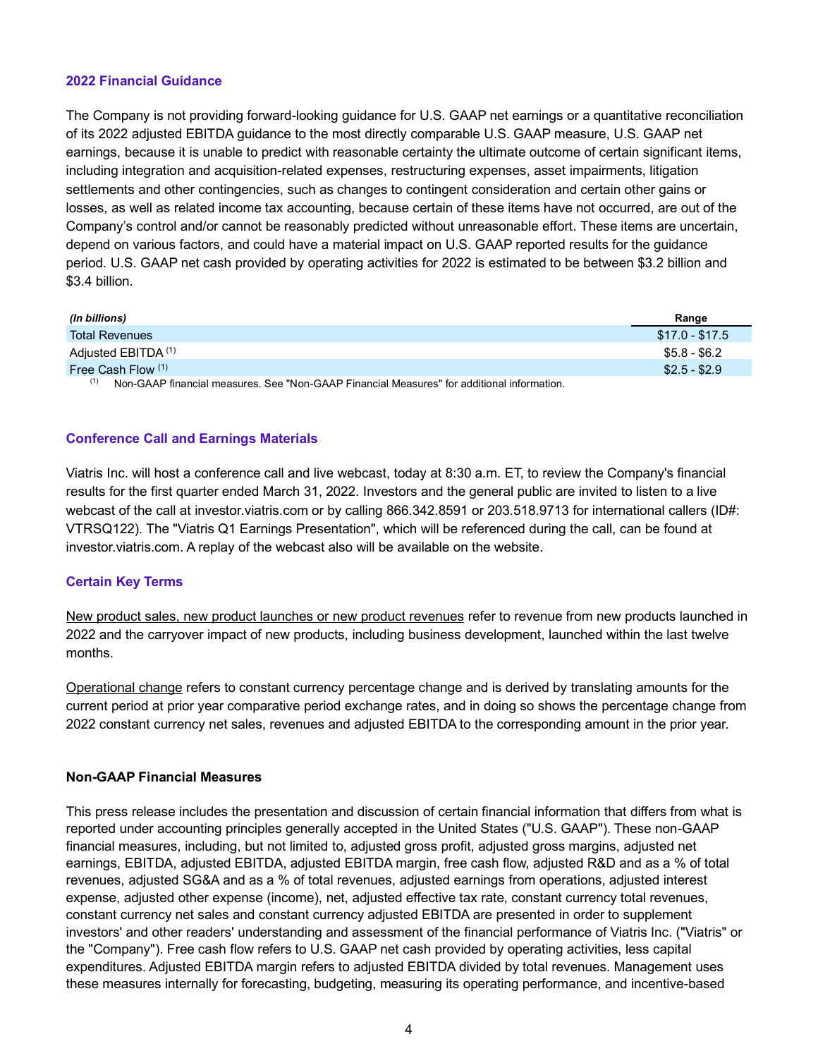## 2022 Financial Guidance

The Company is not providing forward-looking guidance for U.S. GAAP net earnings or a quantitative reconciliation of its 2022 adjusted EBITDA guidance to the most directly comparable U.S. GAAP measure, U.S. GAAP net earnings, because it is unable to predict with reasonable certainty the ultimate outcome of certain significant items, including integration and acquisition-related expenses, restructuring expenses, asset impairments, litigation settlements and other contingencies, such as changes to contingent consideration and certain other gains or losses, as well as related income tax accounting, because certain of these items have not occurred, are out of the Company's control and/or cannot be reasonably predicted without unreasonable effort. These items are uncertain, depend on various factors, and could have a material impact on U.S. GAAP reported results for the guidance period. U.S. GAAP net cash provided by operating activities for 2022 is estimated to be between $3.2 billion and $3.4 billion.

| *(In billions)* | Range |
|---|---|
| Total Revenues | $17.0 - $17.5 |
| Adjusted EBITDA [(1)] | $5.8 - $6.2 |
| Free Cash Flow [(1)] | $2.5 - $2.9 |

[(1)] Non-GAAP financial measures. See "Non-GAAP Financial Measures" for additional information.

## Conference Call and Earnings Materials

Viatris Inc. will host a conference call and live webcast, today at 8:30 a.m. ET, to review the Company's financial results for the first quarter ended March 31, 2022. Investors and the general public are invited to listen to a live webcast of the call at investor.viatris.com or by calling 866.342.8591 or 203.518.9713 for international callers (ID#: VTRSQ122). The "Viatris Q1 Earnings Presentation", which will be referenced during the call, can be found at investor.viatris.com. A replay of the webcast also will be available on the website.

## Certain Key Terms

New product sales, new product launches or new product revenues refer to revenue from new products launched in 2022 and the carryover impact of new products, including business development, launched within the last twelve months.

Operational change refers to constant currency percentage change and is derived by translating amounts for the current period at prior year comparative period exchange rates, and in doing so shows the percentage change from 2022 constant currency net sales, revenues and adjusted EBITDA to the corresponding amount in the prior year.

## Non-GAAP Financial Measures

This press release includes the presentation and discussion of certain financial information that differs from what is reported under accounting principles generally accepted in the United States ("U.S. GAAP"). These non-GAAP financial measures, including, but not limited to, adjusted gross profit, adjusted gross margins, adjusted net earnings, EBITDA, adjusted EBITDA, adjusted EBITDA margin, free cash flow, adjusted R&D and as a % of total revenues, adjusted SG&A and as a % of total revenues, adjusted earnings from operations, adjusted interest expense, adjusted other expense (income), net, adjusted effective tax rate, constant currency total revenues, constant currency net sales and constant currency adjusted EBITDA are presented in order to supplement investors' and other readers' understanding and assessment of the financial performance of Viatris Inc. ("Viatris" or the "Company"). Free cash flow refers to U.S. GAAP net cash provided by operating activities, less capital expenditures. Adjusted EBITDA margin refers to adjusted EBITDA divided by total revenues. Management uses these measures internally for forecasting, budgeting, measuring its operating performance, and incentive-based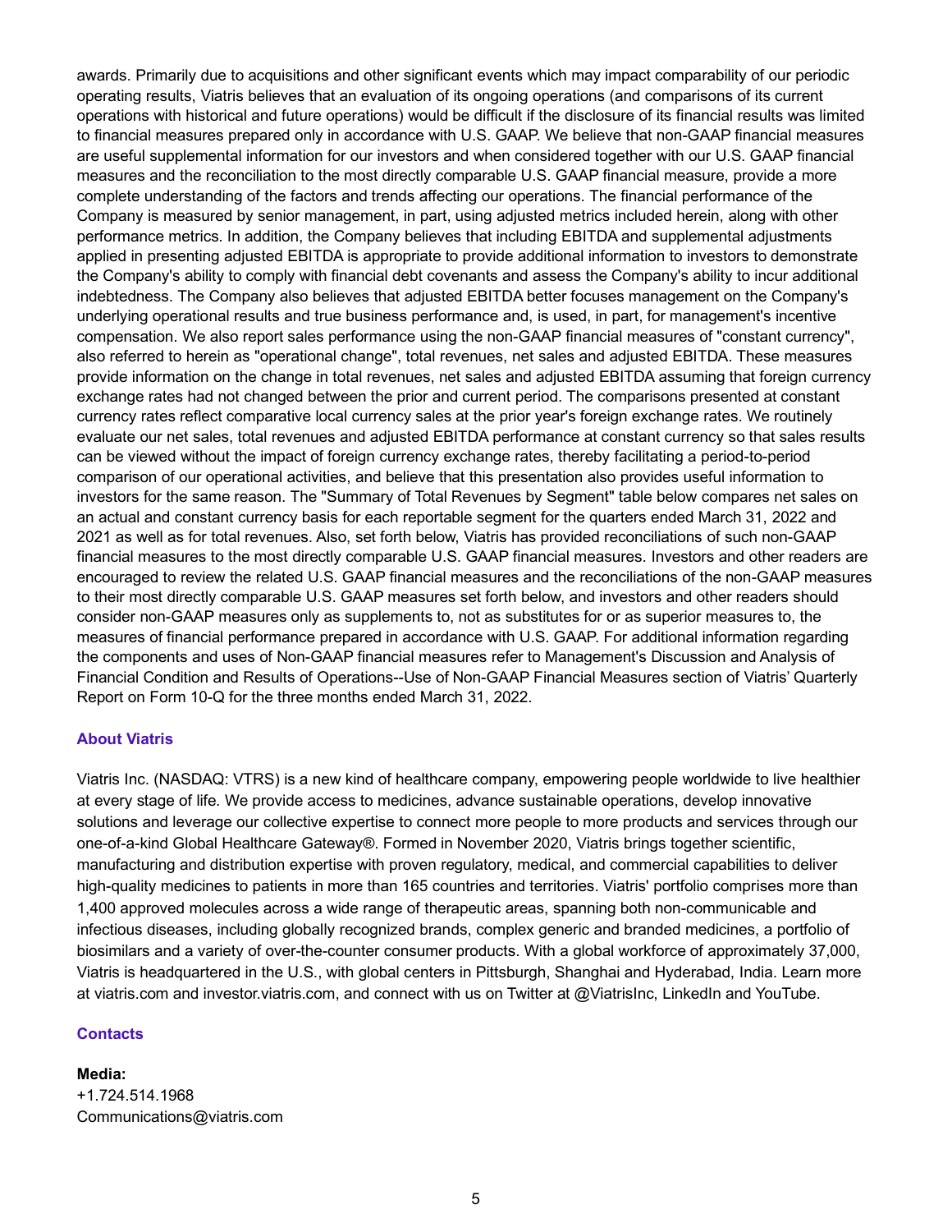awards. Primarily due to acquisitions and other significant events which may impact comparability of our periodic operating results, Viatris believes that an evaluation of its ongoing operations (and comparisons of its current operations with historical and future operations) would be difficult if the disclosure of its financial results was limited to financial measures prepared only in accordance with U.S. GAAP. We believe that non-GAAP financial measures are useful supplemental information for our investors and when considered together with our U.S. GAAP financial measures and the reconciliation to the most directly comparable U.S. GAAP financial measure, provide a more complete understanding of the factors and trends affecting our operations. The financial performance of the Company is measured by senior management, in part, using adjusted metrics included herein, along with other performance metrics. In addition, the Company believes that including EBITDA and supplemental adjustments applied in presenting adjusted EBITDA is appropriate to provide additional information to investors to demonstrate the Company's ability to comply with financial debt covenants and assess the Company's ability to incur additional indebtedness. The Company also believes that adjusted EBITDA better focuses management on the Company's underlying operational results and true business performance and, is used, in part, for management's incentive compensation. We also report sales performance using the non-GAAP financial measures of "constant currency", also referred to herein as "operational change", total revenues, net sales and adjusted EBITDA. These measures provide information on the change in total revenues, net sales and adjusted EBITDA assuming that foreign currency exchange rates had not changed between the prior and current period. The comparisons presented at constant currency rates reflect comparative local currency sales at the prior year's foreign exchange rates. We routinely evaluate our net sales, total revenues and adjusted EBITDA performance at constant currency so that sales results can be viewed without the impact of foreign currency exchange rates, thereby facilitating a period-to-period comparison of our operational activities, and believe that this presentation also provides useful information to investors for the same reason. The "Summary of Total Revenues by Segment" table below compares net sales on an actual and constant currency basis for each reportable segment for the quarters ended March 31, 2022 and 2021 as well as for total revenues. Also, set forth below, Viatris has provided reconciliations of such non-GAAP financial measures to the most directly comparable U.S. GAAP financial measures. Investors and other readers are encouraged to review the related U.S. GAAP financial measures and the reconciliations of the non-GAAP measures to their most directly comparable U.S. GAAP measures set forth below, and investors and other readers should consider non-GAAP measures only as supplements to, not as substitutes for or as superior measures to, the measures of financial performance prepared in accordance with U.S. GAAP. For additional information regarding the components and uses of Non-GAAP financial measures refer to Management's Discussion and Analysis of Financial Condition and Results of Operations--Use of Non-GAAP Financial Measures section of Viatris' Quarterly Report on Form 10-Q for the three months ended March 31, 2022.

## About Viatris

Viatris Inc. (NASDAQ: VTRS) is a new kind of healthcare company, empowering people worldwide to live healthier at every stage of life. We provide access to medicines, advance sustainable operations, develop innovative solutions and leverage our collective expertise to connect more people to more products and services through our one-of-a-kind Global Healthcare Gateway®. Formed in November 2020, Viatris brings together scientific, manufacturing and distribution expertise with proven regulatory, medical, and commercial capabilities to deliver high-quality medicines to patients in more than 165 countries and territories. Viatris' portfolio comprises more than 1,400 approved molecules across a wide range of therapeutic areas, spanning both non-communicable and infectious diseases, including globally recognized brands, complex generic and branded medicines, a portfolio of biosimilars and a variety of over-the-counter consumer products. With a global workforce of approximately 37,000, Viatris is headquartered in the U.S., with global centers in Pittsburgh, Shanghai and Hyderabad, India. Learn more at viatris.com and investor.viatris.com, and connect with us on Twitter at @ViatrisInc, LinkedIn and YouTube.

## Contacts

**Media:**
+1.724.514.1968
Communications@viatris.com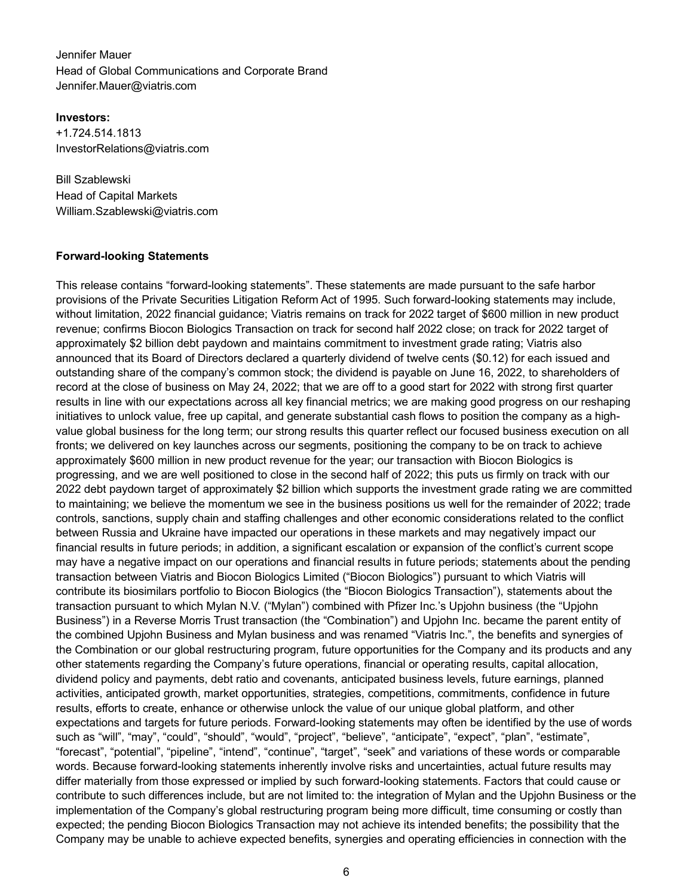Jennifer Mauer
Head of Global Communications and Corporate Brand
Jennifer.Mauer@viatris.com

**Investors:**
+1.724.514.1813
InvestorRelations@viatris.com

Bill Szablewski
Head of Capital Markets
William.Szablewski@viatris.com

**Forward-looking Statements**

This release contains "forward-looking statements". These statements are made pursuant to the safe harbor provisions of the Private Securities Litigation Reform Act of 1995. Such forward-looking statements may include, without limitation, 2022 financial guidance; Viatris remains on track for 2022 target of $600 million in new product revenue; confirms Biocon Biologics Transaction on track for second half 2022 close; on track for 2022 target of approximately $2 billion debt paydown and maintains commitment to investment grade rating; Viatris also announced that its Board of Directors declared a quarterly dividend of twelve cents ($0.12) for each issued and outstanding share of the company's common stock; the dividend is payable on June 16, 2022, to shareholders of record at the close of business on May 24, 2022; that we are off to a good start for 2022 with strong first quarter results in line with our expectations across all key financial metrics; we are making good progress on our reshaping initiatives to unlock value, free up capital, and generate substantial cash flows to position the company as a high-value global business for the long term; our strong results this quarter reflect our focused business execution on all fronts; we delivered on key launches across our segments, positioning the company to be on track to achieve approximately $600 million in new product revenue for the year; our transaction with Biocon Biologics is progressing, and we are well positioned to close in the second half of 2022; this puts us firmly on track with our 2022 debt paydown target of approximately $2 billion which supports the investment grade rating we are committed to maintaining; we believe the momentum we see in the business positions us well for the remainder of 2022; trade controls, sanctions, supply chain and staffing challenges and other economic considerations related to the conflict between Russia and Ukraine have impacted our operations in these markets and may negatively impact our financial results in future periods; in addition, a significant escalation or expansion of the conflict's current scope may have a negative impact on our operations and financial results in future periods; statements about the pending transaction between Viatris and Biocon Biologics Limited ("Biocon Biologics") pursuant to which Viatris will contribute its biosimilars portfolio to Biocon Biologics (the "Biocon Biologics Transaction"), statements about the transaction pursuant to which Mylan N.V. ("Mylan") combined with Pfizer Inc.'s Upjohn business (the "Upjohn Business") in a Reverse Morris Trust transaction (the "Combination") and Upjohn Inc. became the parent entity of the combined Upjohn Business and Mylan business and was renamed "Viatris Inc.", the benefits and synergies of the Combination or our global restructuring program, future opportunities for the Company and its products and any other statements regarding the Company's future operations, financial or operating results, capital allocation, dividend policy and payments, debt ratio and covenants, anticipated business levels, future earnings, planned activities, anticipated growth, market opportunities, strategies, competitions, commitments, confidence in future results, efforts to create, enhance or otherwise unlock the value of our unique global platform, and other expectations and targets for future periods. Forward-looking statements may often be identified by the use of words such as "will", "may", "could", "should", "would", "project", "believe", "anticipate", "expect", "plan", "estimate", "forecast", "potential", "pipeline", "intend", "continue", "target", "seek" and variations of these words or comparable words. Because forward-looking statements inherently involve risks and uncertainties, actual future results may differ materially from those expressed or implied by such forward-looking statements. Factors that could cause or contribute to such differences include, but are not limited to: the integration of Mylan and the Upjohn Business or the implementation of the Company's global restructuring program being more difficult, time consuming or costly than expected; the pending Biocon Biologics Transaction may not achieve its intended benefits; the possibility that the Company may be unable to achieve expected benefits, synergies and operating efficiencies in connection with the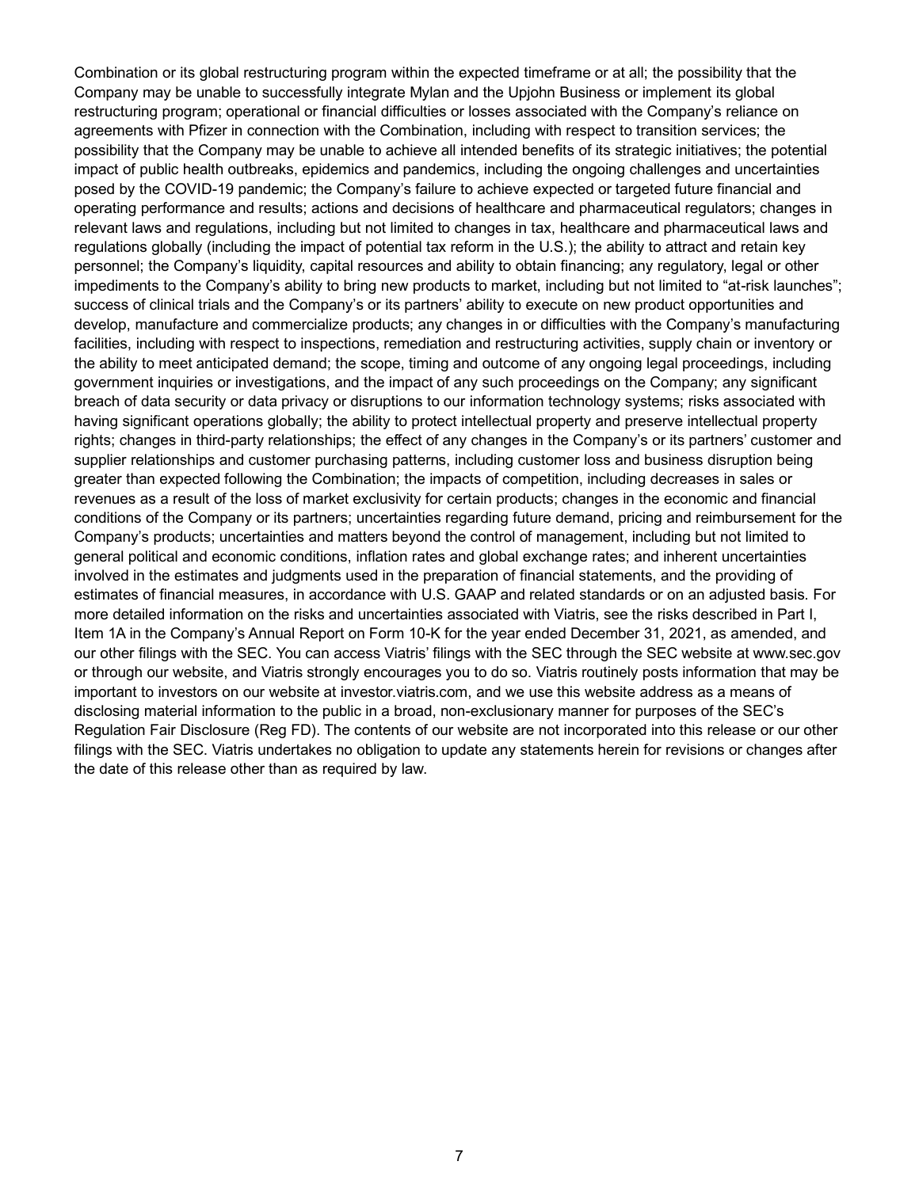Combination or its global restructuring program within the expected timeframe or at all; the possibility that the Company may be unable to successfully integrate Mylan and the Upjohn Business or implement its global restructuring program; operational or financial difficulties or losses associated with the Company's reliance on agreements with Pfizer in connection with the Combination, including with respect to transition services; the possibility that the Company may be unable to achieve all intended benefits of its strategic initiatives; the potential impact of public health outbreaks, epidemics and pandemics, including the ongoing challenges and uncertainties posed by the COVID-19 pandemic; the Company's failure to achieve expected or targeted future financial and operating performance and results; actions and decisions of healthcare and pharmaceutical regulators; changes in relevant laws and regulations, including but not limited to changes in tax, healthcare and pharmaceutical laws and regulations globally (including the impact of potential tax reform in the U.S.); the ability to attract and retain key personnel; the Company's liquidity, capital resources and ability to obtain financing; any regulatory, legal or other impediments to the Company's ability to bring new products to market, including but not limited to "at-risk launches"; success of clinical trials and the Company's or its partners' ability to execute on new product opportunities and develop, manufacture and commercialize products; any changes in or difficulties with the Company's manufacturing facilities, including with respect to inspections, remediation and restructuring activities, supply chain or inventory or the ability to meet anticipated demand; the scope, timing and outcome of any ongoing legal proceedings, including government inquiries or investigations, and the impact of any such proceedings on the Company; any significant breach of data security or data privacy or disruptions to our information technology systems; risks associated with having significant operations globally; the ability to protect intellectual property and preserve intellectual property rights; changes in third-party relationships; the effect of any changes in the Company's or its partners' customer and supplier relationships and customer purchasing patterns, including customer loss and business disruption being greater than expected following the Combination; the impacts of competition, including decreases in sales or revenues as a result of the loss of market exclusivity for certain products; changes in the economic and financial conditions of the Company or its partners; uncertainties regarding future demand, pricing and reimbursement for the Company's products; uncertainties and matters beyond the control of management, including but not limited to general political and economic conditions, inflation rates and global exchange rates; and inherent uncertainties involved in the estimates and judgments used in the preparation of financial statements, and the providing of estimates of financial measures, in accordance with U.S. GAAP and related standards or on an adjusted basis. For more detailed information on the risks and uncertainties associated with Viatris, see the risks described in Part I, Item 1A in the Company's Annual Report on Form 10-K for the year ended December 31, 2021, as amended, and our other filings with the SEC. You can access Viatris' filings with the SEC through the SEC website at www.sec.gov or through our website, and Viatris strongly encourages you to do so. Viatris routinely posts information that may be important to investors on our website at investor.viatris.com, and we use this website address as a means of disclosing material information to the public in a broad, non-exclusionary manner for purposes of the SEC's Regulation Fair Disclosure (Reg FD). The contents of our website are not incorporated into this release or our other filings with the SEC. Viatris undertakes no obligation to update any statements herein for revisions or changes after the date of this release other than as required by law.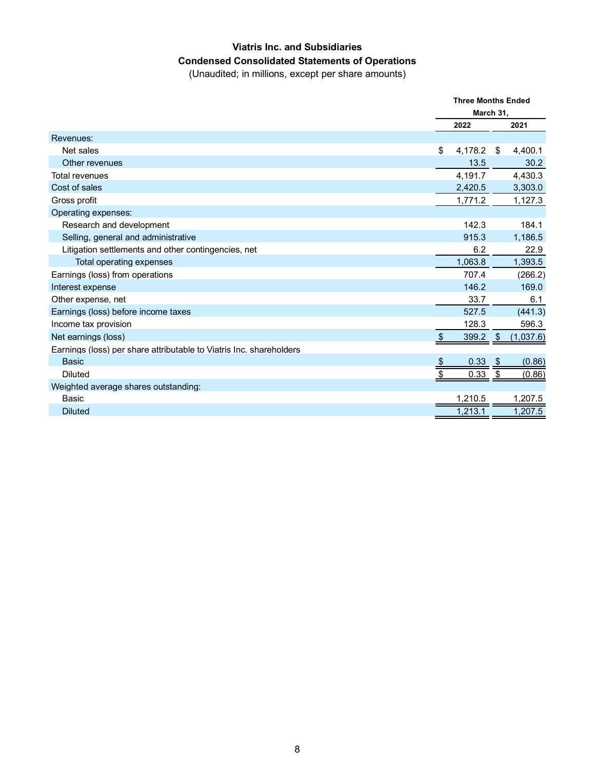# Viatris Inc. and Subsidiaries

## Condensed Consolidated Statements of Operations

(Unaudited; in millions, except per share amounts)

| | Three Months Ended March 31, | |
|---|---|---|
| | 2022 | 2021 |
| Revenues: | | |
| Net sales | $ 4,178.2 | $ 4,400.1 |
| Other revenues | 13.5 | 30.2 |
| Total revenues | 4,191.7 | 4,430.3 |
| Cost of sales | 2,420.5 | 3,303.0 |
| Gross profit | 1,771.2 | 1,127.3 |
| Operating expenses: | | |
| Research and development | 142.3 | 184.1 |
| Selling, general and administrative | 915.3 | 1,186.5 |
| Litigation settlements and other contingencies, net | 6.2 | 22.9 |
| Total operating expenses | 1,063.8 | 1,393.5 |
| Earnings (loss) from operations | 707.4 | (266.2) |
| Interest expense | 146.2 | 169.0 |
| Other expense, net | 33.7 | 6.1 |
| Earnings (loss) before income taxes | 527.5 | (441.3) |
| Income tax provision | 128.3 | 596.3 |
| Net earnings (loss) | $ 399.2 | $ (1,037.6) |
| Earnings (loss) per share attributable to Viatris Inc. shareholders | | |
| Basic | $ 0.33 | $ (0.86) |
| Diluted | $ 0.33 | $ (0.86) |
| Weighted average shares outstanding: | | |
| Basic | 1,210.5 | 1,207.5 |
| Diluted | 1,213.1 | 1,207.5 |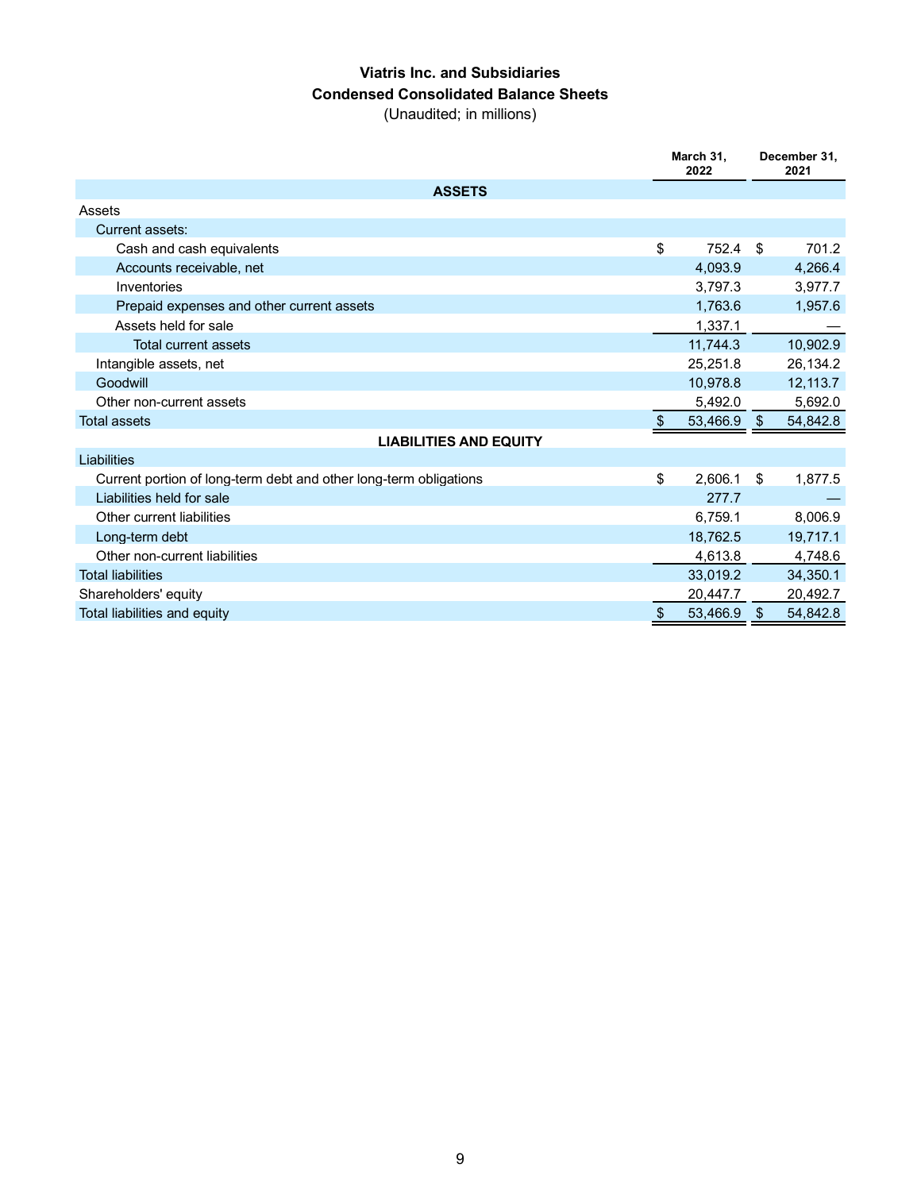# Viatris Inc. and Subsidiaries

## Condensed Consolidated Balance Sheets

(Unaudited; in millions)

| | March 31, 2022 | December 31, 2021 |
|---|---|---|
| **ASSETS** | | |
| Assets | | |
| Current assets: | | |
| Cash and cash equivalents | $ 752.4 | $ 701.2 |
| Accounts receivable, net | 4,093.9 | 4,266.4 |
| Inventories | 3,797.3 | 3,977.7 |
| Prepaid expenses and other current assets | 1,763.6 | 1,957.6 |
| Assets held for sale | 1,337.1 | — |
| Total current assets | 11,744.3 | 10,902.9 |
| Intangible assets, net | 25,251.8 | 26,134.2 |
| Goodwill | 10,978.8 | 12,113.7 |
| Other non-current assets | 5,492.0 | 5,692.0 |
| Total assets | $ 53,466.9 | $ 54,842.8 |
| **LIABILITIES AND EQUITY** | | |
| Liabilities | | |
| Current portion of long-term debt and other long-term obligations | $ 2,606.1 | $ 1,877.5 |
| Liabilities held for sale | 277.7 | — |
| Other current liabilities | 6,759.1 | 8,006.9 |
| Long-term debt | 18,762.5 | 19,717.1 |
| Other non-current liabilities | 4,613.8 | 4,748.6 |
| Total liabilities | 33,019.2 | 34,350.1 |
| Shareholders' equity | 20,447.7 | 20,492.7 |
| Total liabilities and equity | $ 53,466.9 | $ 54,842.8 |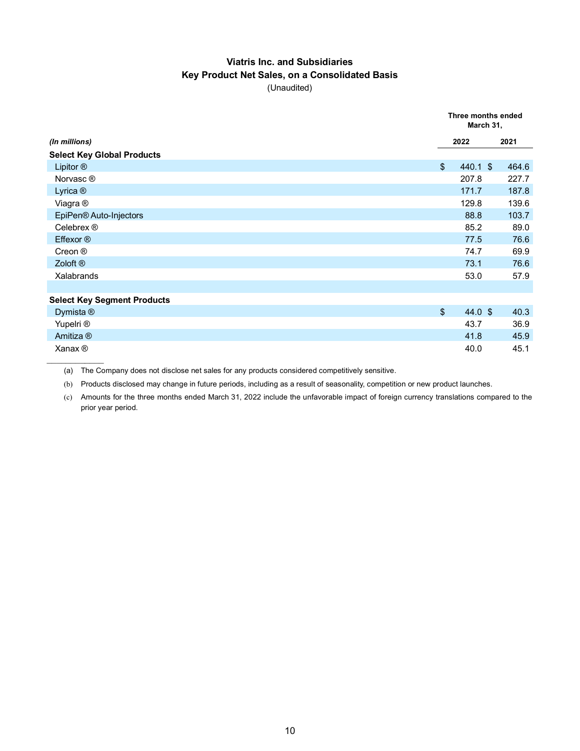# Viatris Inc. and Subsidiaries
## Key Product Net Sales, on a Consolidated Basis
(Unaudited)

| *(In millions)* | Three months ended March 31, 2022 | Three months ended March 31, 2021 |
|---|---|---|
| **Select Key Global Products** | | |
| Lipitor ® | $ 440.1 | $ 464.6 |
| Norvasc ® | 207.8 | 227.7 |
| Lyrica ® | 171.7 | 187.8 |
| Viagra ® | 129.8 | 139.6 |
| EpiPen® Auto-Injectors | 88.8 | 103.7 |
| Celebrex ® | 85.2 | 89.0 |
| Effexor ® | 77.5 | 76.6 |
| Creon ® | 74.7 | 69.9 |
| Zoloft ® | 73.1 | 76.6 |
| Xalabrands | 53.0 | 57.9 |
| | | |
| **Select Key Segment Products** | | |
| Dymista ® | $ 44.0 | $ 40.3 |
| Yupelri ® | 43.7 | 36.9 |
| Amitiza ® | 41.8 | 45.9 |
| Xanax ® | 40.0 | 45.1 |

____________

(a) The Company does not disclose net sales for any products considered competitively sensitive.

(b) Products disclosed may change in future periods, including as a result of seasonality, competition or new product launches.

(c) Amounts for the three months ended March 31, 2022 include the unfavorable impact of foreign currency translations compared to the prior year period.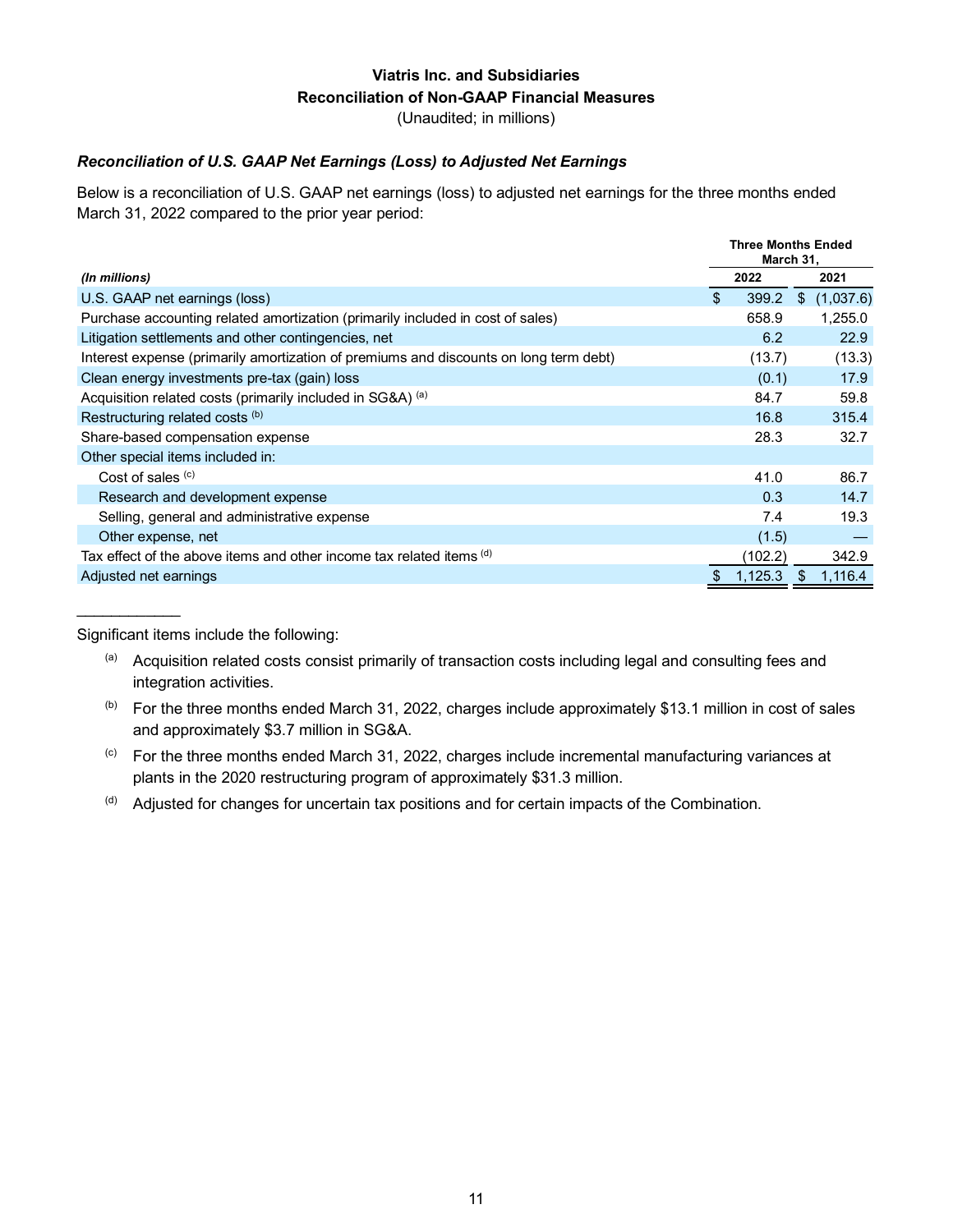## Viatris Inc. and Subsidiaries
## Reconciliation of Non-GAAP Financial Measures
(Unaudited; in millions)

***Reconciliation of U.S. GAAP Net Earnings (Loss) to Adjusted Net Earnings***

Below is a reconciliation of U.S. GAAP net earnings (loss) to adjusted net earnings for the three months ended March 31, 2022 compared to the prior year period:

| *(In millions)* | Three Months Ended March 31, 2022 | Three Months Ended March 31, 2021 |
|---|---|---|
| U.S. GAAP net earnings (loss) | $ 399.2 | $ (1,037.6) |
| Purchase accounting related amortization (primarily included in cost of sales) | 658.9 | 1,255.0 |
| Litigation settlements and other contingencies, net | 6.2 | 22.9 |
| Interest expense (primarily amortization of premiums and discounts on long term debt) | (13.7) | (13.3) |
| Clean energy investments pre-tax (gain) loss | (0.1) | 17.9 |
| Acquisition related costs (primarily included in SG&A) [(a)] | 84.7 | 59.8 |
| Restructuring related costs [(b)] | 16.8 | 315.4 |
| Share-based compensation expense | 28.3 | 32.7 |
| Other special items included in: | | |
| Cost of sales [(c)] | 41.0 | 86.7 |
| Research and development expense | 0.3 | 14.7 |
| Selling, general and administrative expense | 7.4 | 19.3 |
| Other expense, net | (1.5) | — |
| Tax effect of the above items and other income tax related items [(d)] | (102.2) | 342.9 |
| Adjusted net earnings | $ 1,125.3 | $ 1,116.4 |

Significant items include the following:

(a) Acquisition related costs consist primarily of transaction costs including legal and consulting fees and integration activities.

(b) For the three months ended March 31, 2022, charges include approximately $13.1 million in cost of sales and approximately $3.7 million in SG&A.

(c) For the three months ended March 31, 2022, charges include incremental manufacturing variances at plants in the 2020 restructuring program of approximately $31.3 million.

(d) Adjusted for changes for uncertain tax positions and for certain impacts of the Combination.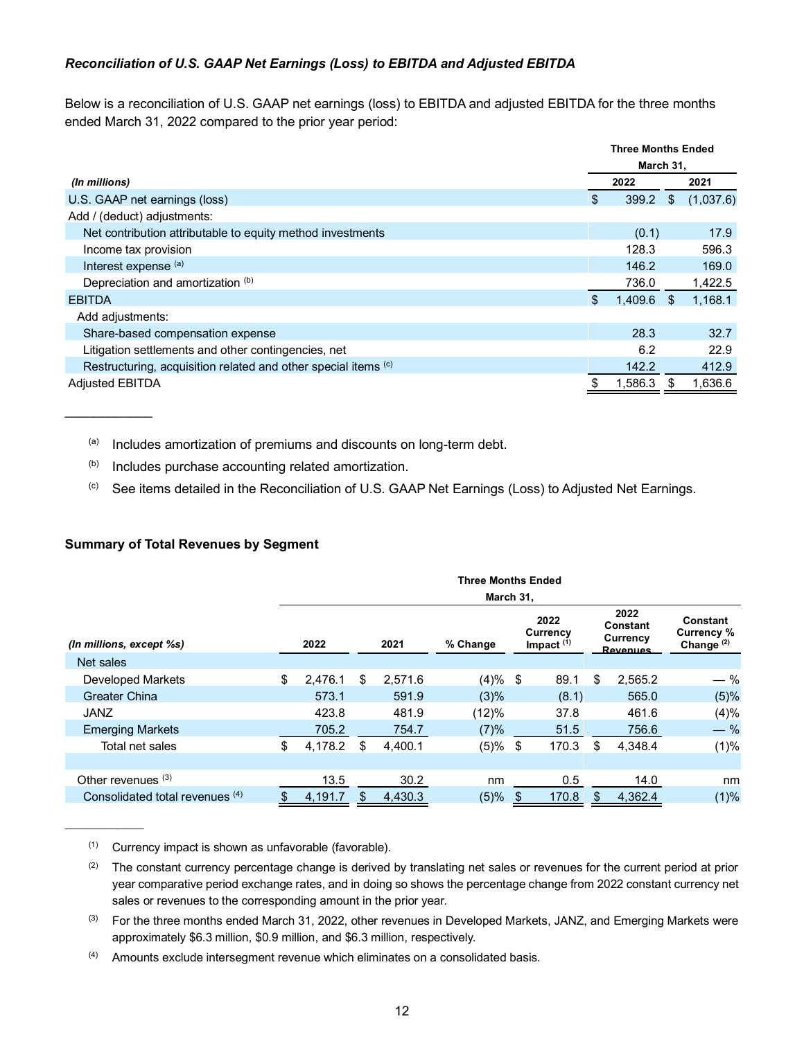### *Reconciliation of U.S. GAAP Net Earnings (Loss) to EBITDA and Adjusted EBITDA*

Below is a reconciliation of U.S. GAAP net earnings (loss) to EBITDA and adjusted EBITDA for the three months ended March 31, 2022 compared to the prior year period:

| *(In millions)* | Three Months Ended March 31, 2022 | Three Months Ended March 31, 2021 |
|---|---|---|
| U.S. GAAP net earnings (loss) | $ 399.2 | $ (1,037.6) |
| Add / (deduct) adjustments: | | |
| Net contribution attributable to equity method investments | (0.1) | 17.9 |
| Income tax provision | 128.3 | 596.3 |
| Interest expense [(a)] | 146.2 | 169.0 |
| Depreciation and amortization [(b)] | 736.0 | 1,422.5 |
| EBITDA | $ 1,409.6 | $ 1,168.1 |
| Add adjustments: | | |
| Share-based compensation expense | 28.3 | 32.7 |
| Litigation settlements and other contingencies, net | 6.2 | 22.9 |
| Restructuring, acquisition related and other special items [(c)] | 142.2 | 412.9 |
| Adjusted EBITDA | $ 1,586.3 | $ 1,636.6 |

____________

[(a)] Includes amortization of premiums and discounts on long-term debt.

[(b)] Includes purchase accounting related amortization.

[(c)] See items detailed in the Reconciliation of U.S. GAAP Net Earnings (Loss) to Adjusted Net Earnings.

**Summary of Total Revenues by Segment**

| *(In millions, except %s)* | 2022 | 2021 | % Change | 2022 Currency Impact [(1)] | 2022 Constant Currency Revenues | Constant Currency % Change [(2)] |
|---|---|---|---|---|---|---|
| Net sales | | | | | | |
| Developed Markets | $ 2,476.1 | $ 2,571.6 | (4)% | $ 89.1 | $ 2,565.2 | — % |
| Greater China | 573.1 | 591.9 | (3)% | (8.1) | 565.0 | (5)% |
| JANZ | 423.8 | 481.9 | (12)% | 37.8 | 461.6 | (4)% |
| Emerging Markets | 705.2 | 754.7 | (7)% | 51.5 | 756.6 | — % |
| Total net sales | $ 4,178.2 | $ 4,400.1 | (5)% | $ 170.3 | $ 4,348.4 | (1)% |
| | | | | | | |
| Other revenues [(3)] | 13.5 | 30.2 | nm | 0.5 | 14.0 | nm |
| Consolidated total revenues [(4)] | $ 4,191.7 | $ 4,430.3 | (5)% | $ 170.8 | $ 4,362.4 | (1)% |

____________

[(1)] Currency impact is shown as unfavorable (favorable).

[(2)] The constant currency percentage change is derived by translating net sales or revenues for the current period at prior year comparative period exchange rates, and in doing so shows the percentage change from 2022 constant currency net sales or revenues to the corresponding amount in the prior year.

[(3)] For the three months ended March 31, 2022, other revenues in Developed Markets, JANZ, and Emerging Markets were approximately $6.3 million, $0.9 million, and $6.3 million, respectively.

[(4)] Amounts exclude intersegment revenue which eliminates on a consolidated basis.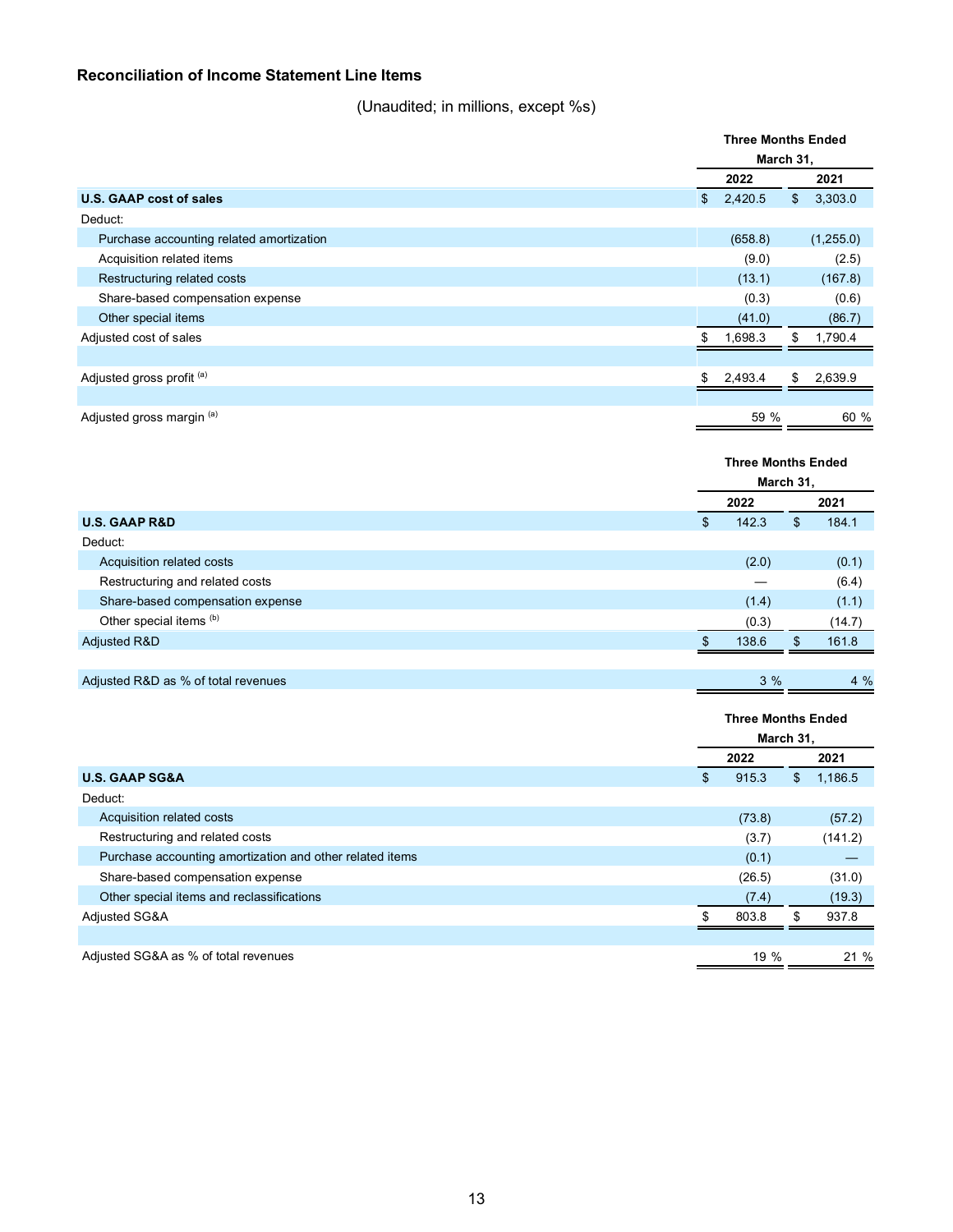## Reconciliation of Income Statement Line Items

(Unaudited; in millions, except %s)

| | Three Months Ended March 31, | |
|---|---|---|
| | 2022 | 2021 |
| **U.S. GAAP cost of sales** | $ 2,420.5 | $ 3,303.0 |
| Deduct: | | |
| Purchase accounting related amortization | (658.8) | (1,255.0) |
| Acquisition related items | (9.0) | (2.5) |
| Restructuring related costs | (13.1) | (167.8) |
| Share-based compensation expense | (0.3) | (0.6) |
| Other special items | (41.0) | (86.7) |
| Adjusted cost of sales | $ 1,698.3 | $ 1,790.4 |
| | | |
| Adjusted gross profit [(a)] | $ 2,493.4 | $ 2,639.9 |
| | | |
| Adjusted gross margin [(a)] | 59 % | 60 % |

| | Three Months Ended March 31, | |
|---|---|---|
| | 2022 | 2021 |
| **U.S. GAAP R&D** | $ 142.3 | $ 184.1 |
| Deduct: | | |
| Acquisition related costs | (2.0) | (0.1) |
| Restructuring and related costs | — | (6.4) |
| Share-based compensation expense | (1.4) | (1.1) |
| Other special items [(b)] | (0.3) | (14.7) |
| Adjusted R&D | $ 138.6 | $ 161.8 |
| | | |
| Adjusted R&D as % of total revenues | 3 % | 4 % |

| | Three Months Ended March 31, | |
|---|---|---|
| | 2022 | 2021 |
| **U.S. GAAP SG&A** | $ 915.3 | $ 1,186.5 |
| Deduct: | | |
| Acquisition related costs | (73.8) | (57.2) |
| Restructuring and related costs | (3.7) | (141.2) |
| Purchase accounting amortization and other related items | (0.1) | — |
| Share-based compensation expense | (26.5) | (31.0) |
| Other special items and reclassifications | (7.4) | (19.3) |
| Adjusted SG&A | $ 803.8 | $ 937.8 |
| | | |
| Adjusted SG&A as % of total revenues | 19 % | 21 % |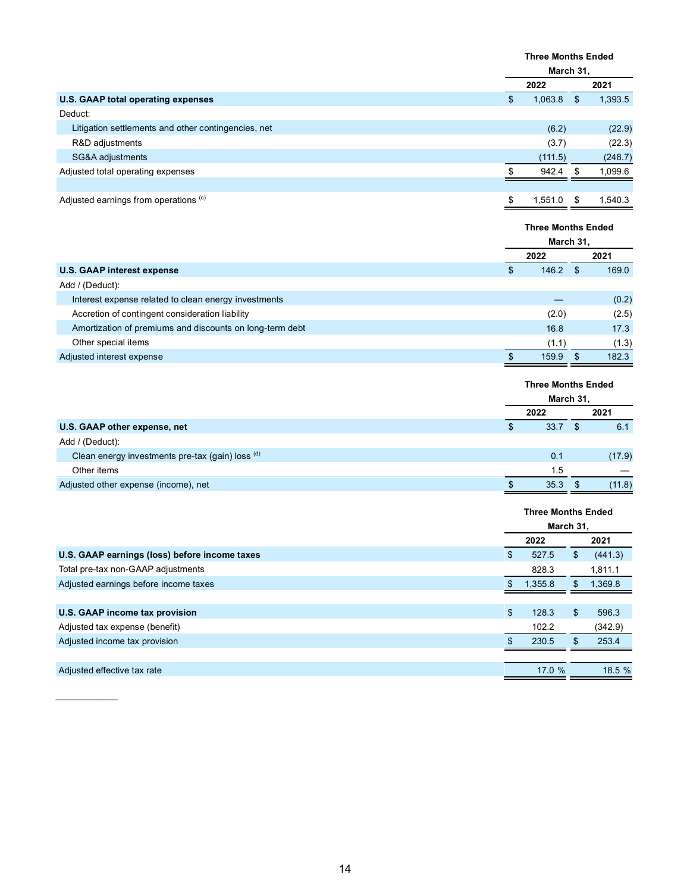| | Three Months Ended March 31, | |
|---|---|---|
| | 2022 | 2021 |
| **U.S. GAAP total operating expenses** | $ 1,063.8 | $ 1,393.5 |
| Deduct: | | |
| Litigation settlements and other contingencies, net | (6.2) | (22.9) |
| R&D adjustments | (3.7) | (22.3) |
| SG&A adjustments | (111.5) | (248.7) |
| Adjusted total operating expenses | $ 942.4 | $ 1,099.6 |
| | | |
| Adjusted earnings from operations [(c)] | $ 1,551.0 | $ 1,540.3 |

| | Three Months Ended March 31, | |
|---|---|---|
| | 2022 | 2021 |
| **U.S. GAAP interest expense** | $ 146.2 | $ 169.0 |
| Add / (Deduct): | | |
| Interest expense related to clean energy investments | — | (0.2) |
| Accretion of contingent consideration liability | (2.0) | (2.5) |
| Amortization of premiums and discounts on long-term debt | 16.8 | 17.3 |
| Other special items | (1.1) | (1.3) |
| Adjusted interest expense | $ 159.9 | $ 182.3 |

| | Three Months Ended March 31, | |
|---|---|---|
| | 2022 | 2021 |
| **U.S. GAAP other expense, net** | $ 33.7 | $ 6.1 |
| Add / (Deduct): | | |
| Clean energy investments pre-tax (gain) loss [(d)] | 0.1 | (17.9) |
| Other items | 1.5 | — |
| Adjusted other expense (income), net | $ 35.3 | $ (11.8) |

| | Three Months Ended March 31, | |
|---|---|---|
| | 2022 | 2021 |
| **U.S. GAAP earnings (loss) before income taxes** | $ 527.5 | $ (441.3) |
| Total pre-tax non-GAAP adjustments | 828.3 | 1,811.1 |
| Adjusted earnings before income taxes | $ 1,355.8 | $ 1,369.8 |
| | | |
| **U.S. GAAP income tax provision** | $ 128.3 | $ 596.3 |
| Adjusted tax expense (benefit) | 102.2 | (342.9) |
| Adjusted income tax provision | $ 230.5 | $ 253.4 |
| | | |
| Adjusted effective tax rate | 17.0 % | 18.5 % |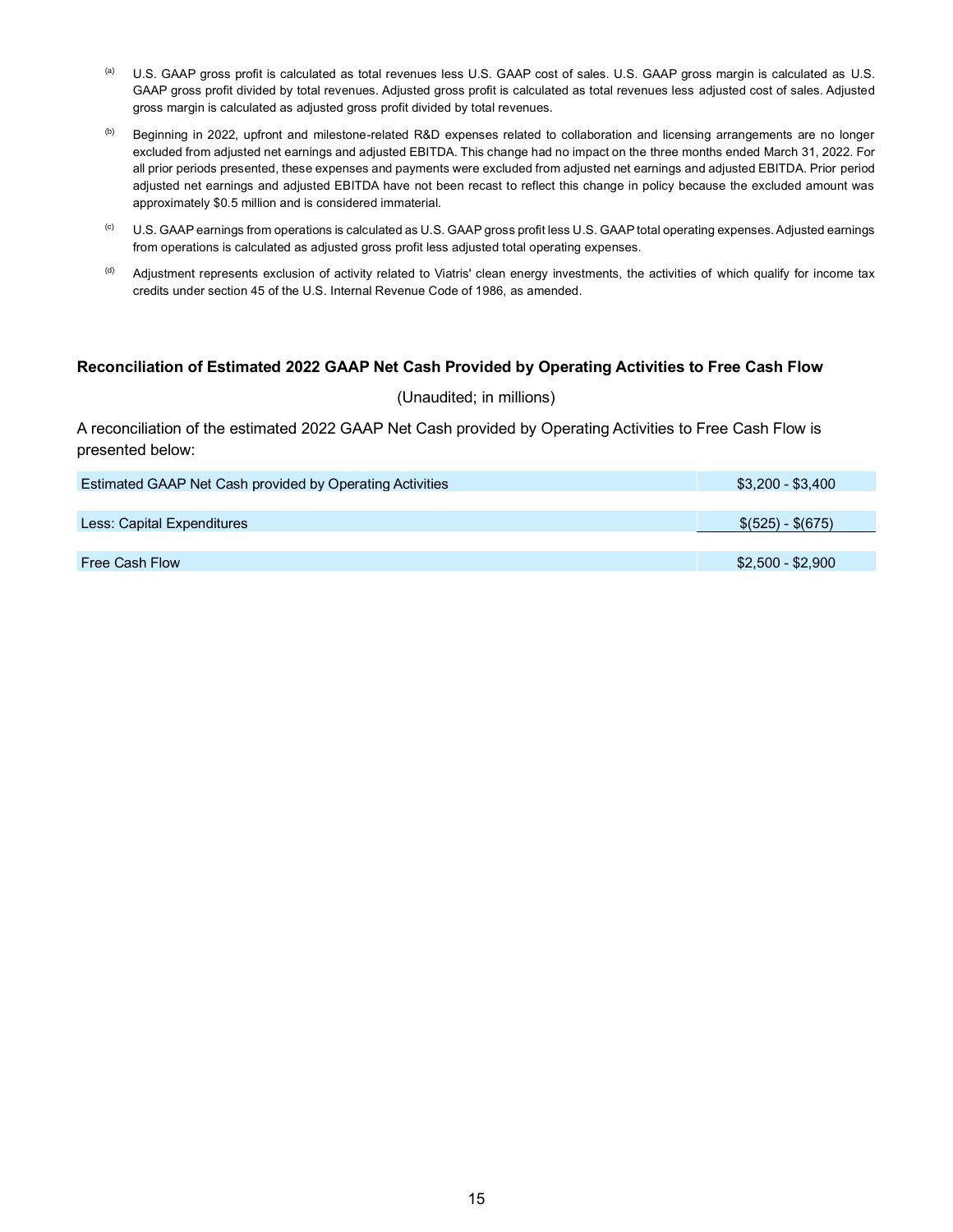(a) U.S. GAAP gross profit is calculated as total revenues less U.S. GAAP cost of sales. U.S. GAAP gross margin is calculated as U.S. GAAP gross profit divided by total revenues. Adjusted gross profit is calculated as total revenues less adjusted cost of sales. Adjusted gross margin is calculated as adjusted gross profit divided by total revenues.

(b) Beginning in 2022, upfront and milestone-related R&D expenses related to collaboration and licensing arrangements are no longer excluded from adjusted net earnings and adjusted EBITDA. This change had no impact on the three months ended March 31, 2022. For all prior periods presented, these expenses and payments were excluded from adjusted net earnings and adjusted EBITDA. Prior period adjusted net earnings and adjusted EBITDA have not been recast to reflect this change in policy because the excluded amount was approximately $0.5 million and is considered immaterial.

(c) U.S. GAAP earnings from operations is calculated as U.S. GAAP gross profit less U.S. GAAP total operating expenses. Adjusted earnings from operations is calculated as adjusted gross profit less adjusted total operating expenses.

(d) Adjustment represents exclusion of activity related to Viatris' clean energy investments, the activities of which qualify for income tax credits under section 45 of the U.S. Internal Revenue Code of 1986, as amended.

### Reconciliation of Estimated 2022 GAAP Net Cash Provided by Operating Activities to Free Cash Flow

(Unaudited; in millions)

A reconciliation of the estimated 2022 GAAP Net Cash provided by Operating Activities to Free Cash Flow is presented below:

| | |
|---|---|
| Estimated GAAP Net Cash provided by Operating Activities | $3,200 - $3,400 |
| Less: Capital Expenditures | $(525) - $(675) |
| Free Cash Flow | $2,500 - $2,900 |